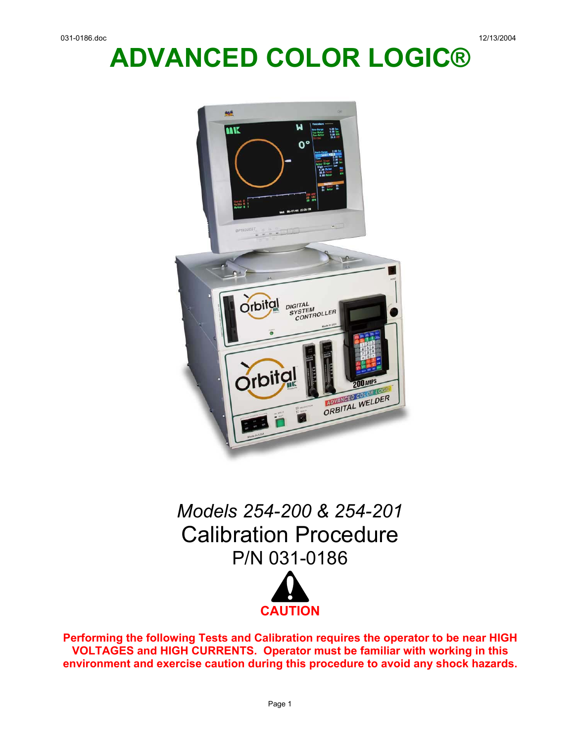# ADVANCED COLOR LOGIC®

*Models 254-200 & 254-201*

## Calibration Procedure

P/N 031-0186

**CAUTION**

**Performing the following Tests and Calibration requires the operator to be near HIGH VOLTAGES and HIGH CURRENTS. Operator must be familiar with working in this environment and exercise caution during this procedure to avoid any shock hazards.**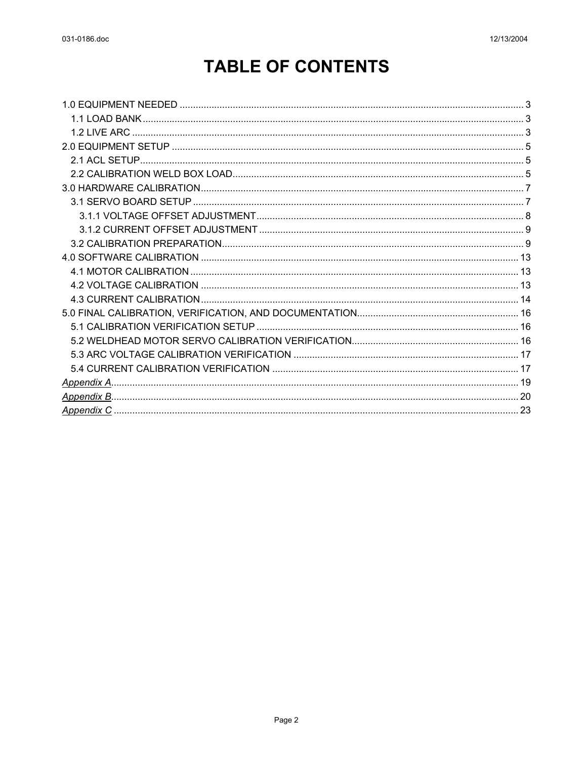# TABLE OF CONTENTS

1.0 EQUIPMENT NEEDED ........ 3
- 1.1 LOAD BANK ........ 3
- 1.2 LIVE ARC ........ 3

2.0 EQUIPMENT SETUP ........ 5
- 2.1 ACL SETUP ........ 5
- 2.2 CALIBRATION WELD BOX LOAD ........ 5

3.0 HARDWARE CALIBRATION ........ 7
- 3.1 SERVO BOARD SETUP ........ 7
  - 3.1.1 VOLTAGE OFFSET ADJUSTMENT ........ 8
  - 3.1.2 CURRENT OFFSET ADJUSTMENT ........ 9
- 3.2 CALIBRATION PREPARATION ........ 9

4.0 SOFTWARE CALIBRATION ........ 13
- 4.1 MOTOR CALIBRATION ........ 13
- 4.2 VOLTAGE CALIBRATION ........ 13
- 4.3 CURRENT CALIBRATION ........ 14

5.0 FINAL CALIBRATION, VERIFICATION, AND DOCUMENTATION ........ 16
- 5.1 CALIBRATION VERIFICATION SETUP ........ 16
- 5.2 WELDHEAD MOTOR SERVO CALIBRATION VERIFICATION ........ 16
- 5.3 ARC VOLTAGE CALIBRATION VERIFICATION ........ 17
- 5.4 CURRENT CALIBRATION VERIFICATION ........ 17

Appendix A ........ 19

Appendix B ........ 20

Appendix C ........ 23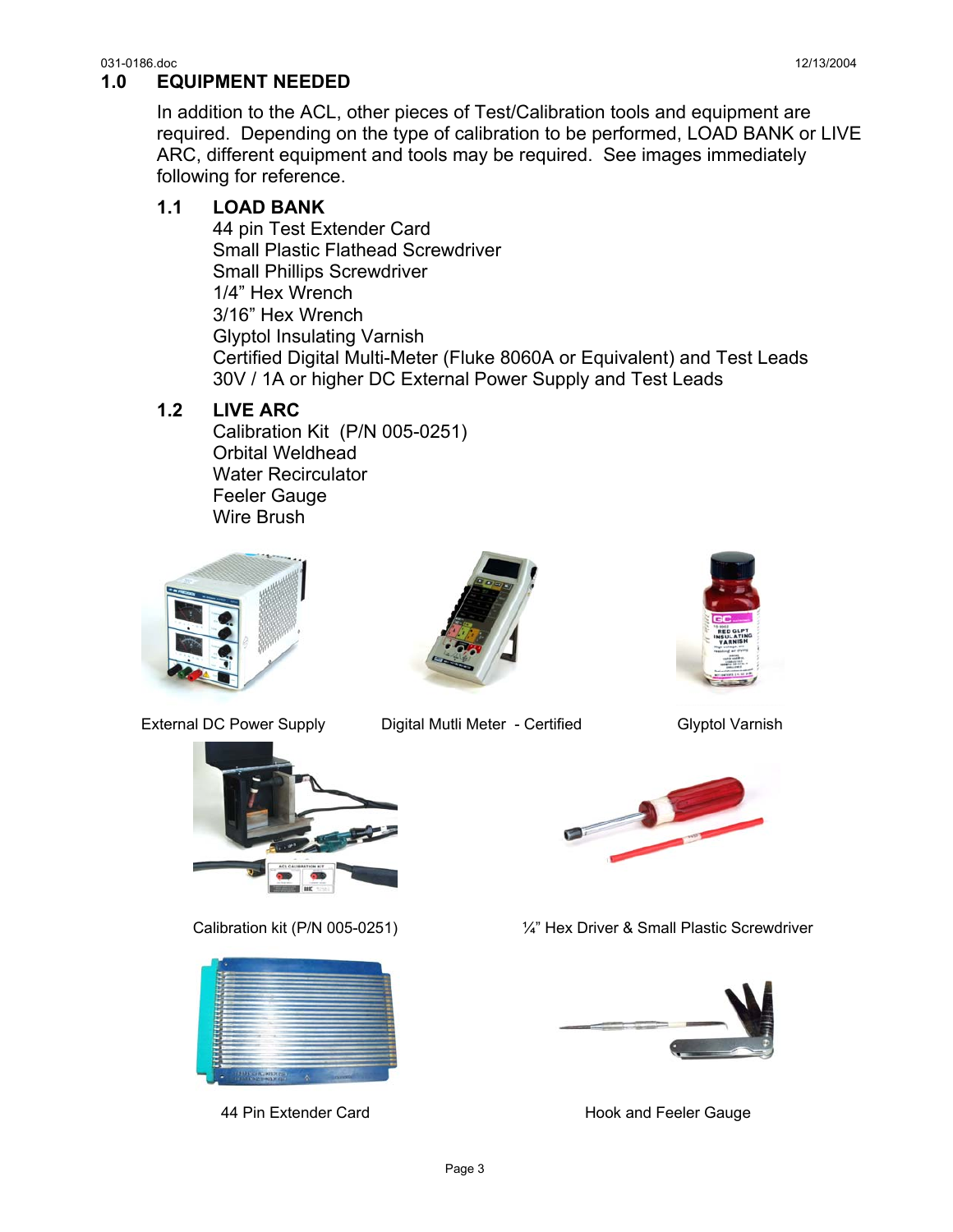## 1.0 EQUIPMENT NEEDED

In addition to the ACL, other pieces of Test/Calibration tools and equipment are required. Depending on the type of calibration to be performed, LOAD BANK or LIVE ARC, different equipment and tools may be required. See images immediately following for reference.

### 1.1 LOAD BANK

44 pin Test Extender Card
Small Plastic Flathead Screwdriver
Small Phillips Screwdriver
1/4" Hex Wrench
3/16" Hex Wrench
Glyptol Insulating Varnish
Certified Digital Multi-Meter (Fluke 8060A or Equivalent) and Test Leads
30V / 1A or higher DC External Power Supply and Test Leads

### 1.2 LIVE ARC

Calibration Kit (P/N 005-0251)
Orbital Weldhead
Water Recirculator
Feeler Gauge
Wire Brush

External DC Power Supply

Digital Mutli Meter - Certified

Glyptol Varnish

Calibration kit (P/N 005-0251)

¼" Hex Driver & Small Plastic Screwdriver

44 Pin Extender Card

Hook and Feeler Gauge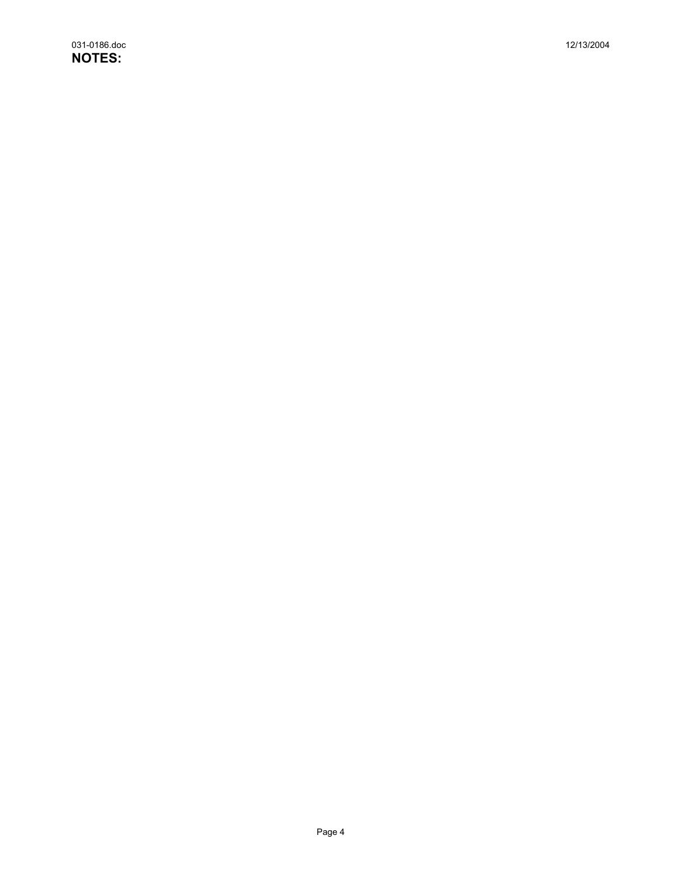**NOTES:**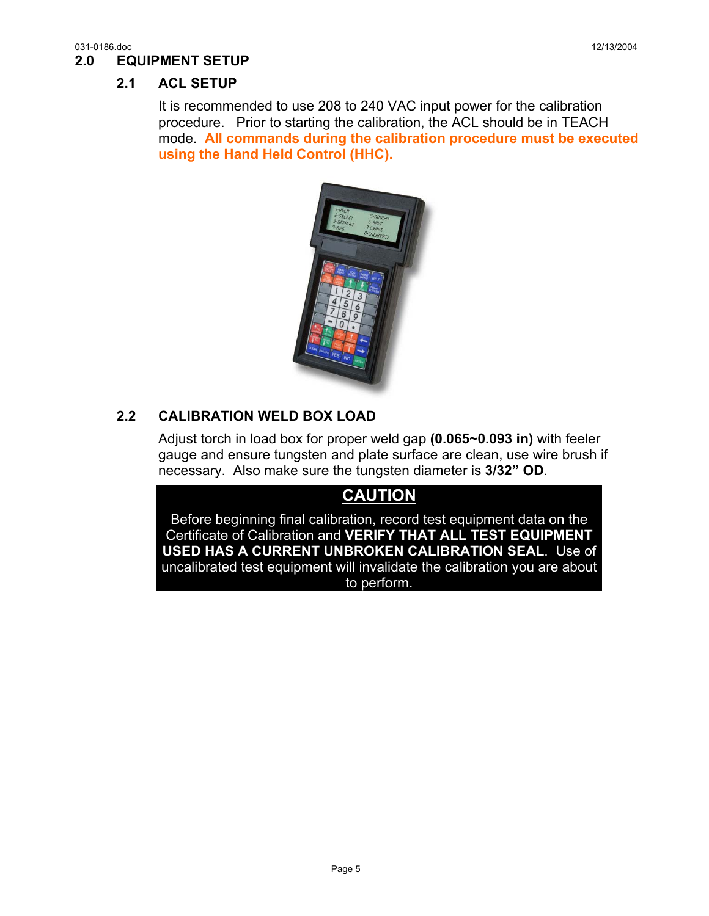## 2.0 EQUIPMENT SETUP

### 2.1 ACL SETUP

It is recommended to use 208 to 240 VAC input power for the calibration procedure. Prior to starting the calibration, the ACL should be in TEACH mode. **All commands during the calibration procedure must be executed using the Hand Held Control (HHC).**

### 2.2 CALIBRATION WELD BOX LOAD

Adjust torch in load box for proper weld gap **(0.065~0.093 in)** with feeler gauge and ensure tungsten and plate surface are clean, use wire brush if necessary. Also make sure the tungsten diameter is **3/32” OD**.

**CAUTION**

Before beginning final calibration, record test equipment data on the Certificate of Calibration and **VERIFY THAT ALL TEST EQUIPMENT USED HAS A CURRENT UNBROKEN CALIBRATION SEAL**. Use of uncalibrated test equipment will invalidate the calibration you are about to perform.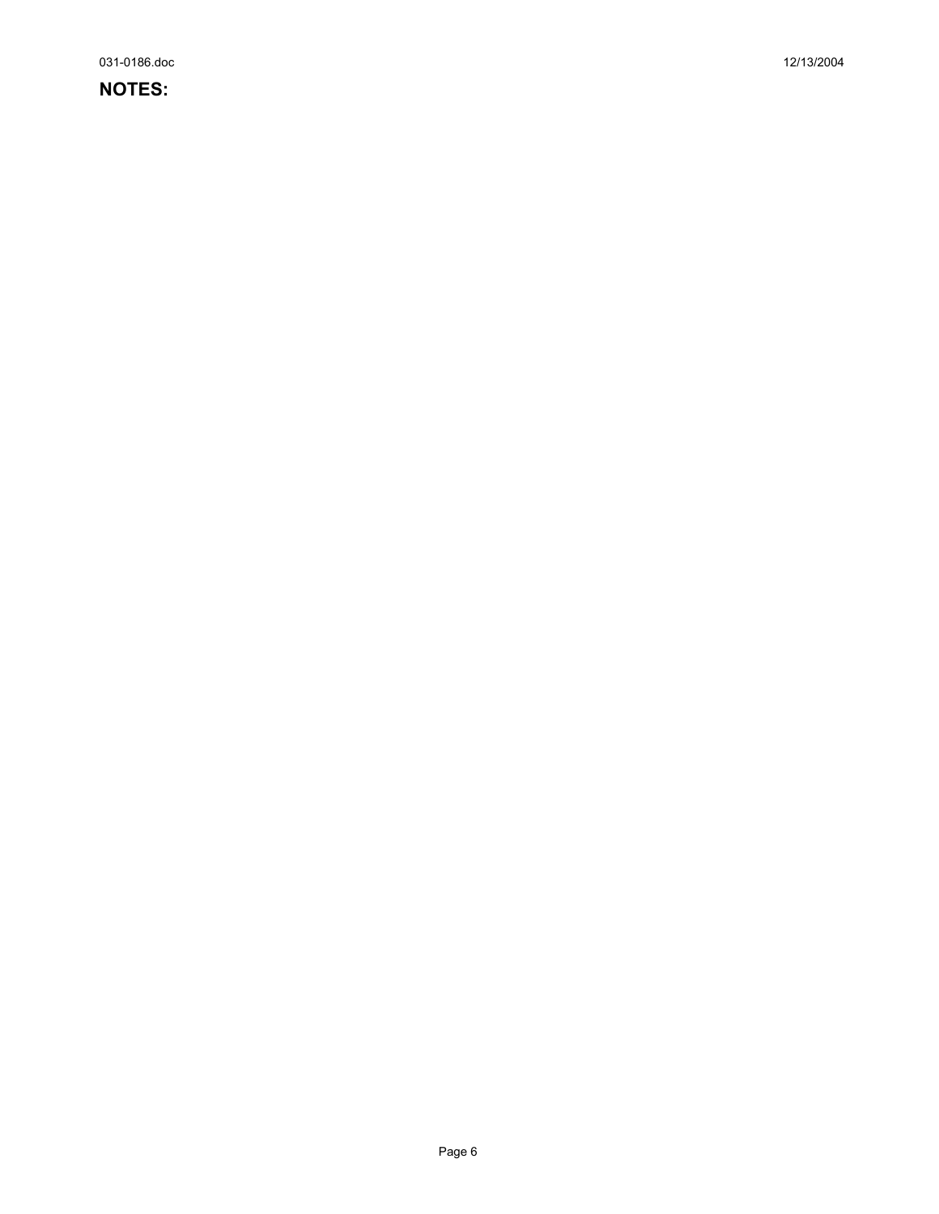**NOTES:**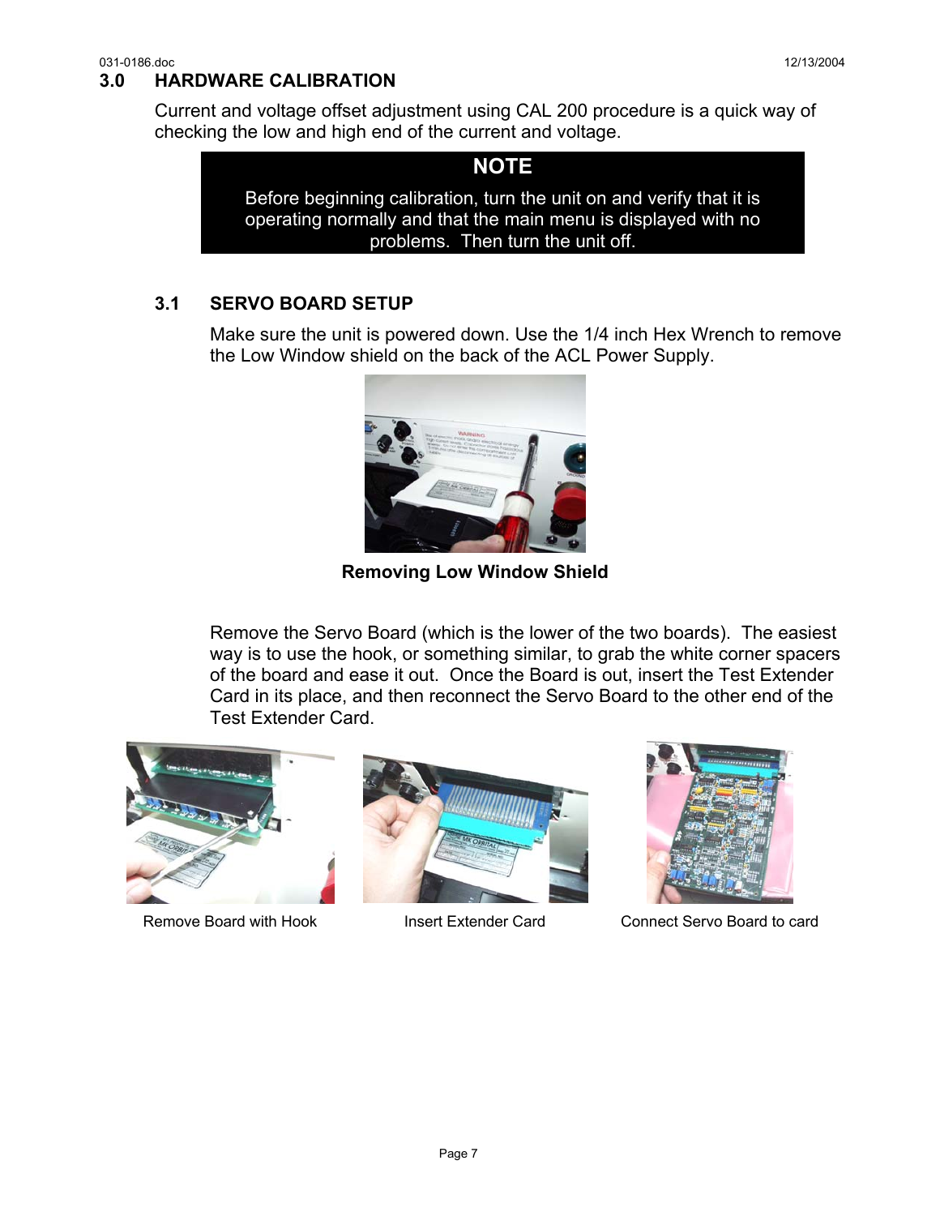## 3.0 HARDWARE CALIBRATION

Current and voltage offset adjustment using CAL 200 procedure is a quick way of checking the low and high end of the current and voltage.

> **NOTE**
>
> Before beginning calibration, turn the unit on and verify that it is operating normally and that the main menu is displayed with no problems. Then turn the unit off.

### 3.1 SERVO BOARD SETUP

Make sure the unit is powered down. Use the 1/4 inch Hex Wrench to remove the Low Window shield on the back of the ACL Power Supply.

**Removing Low Window Shield**

Remove the Servo Board (which is the lower of the two boards). The easiest way is to use the hook, or something similar, to grab the white corner spacers of the board and ease it out. Once the Board is out, insert the Test Extender Card in its place, and then reconnect the Servo Board to the other end of the Test Extender Card.

Remove Board with Hook

Insert Extender Card

Connect Servo Board to card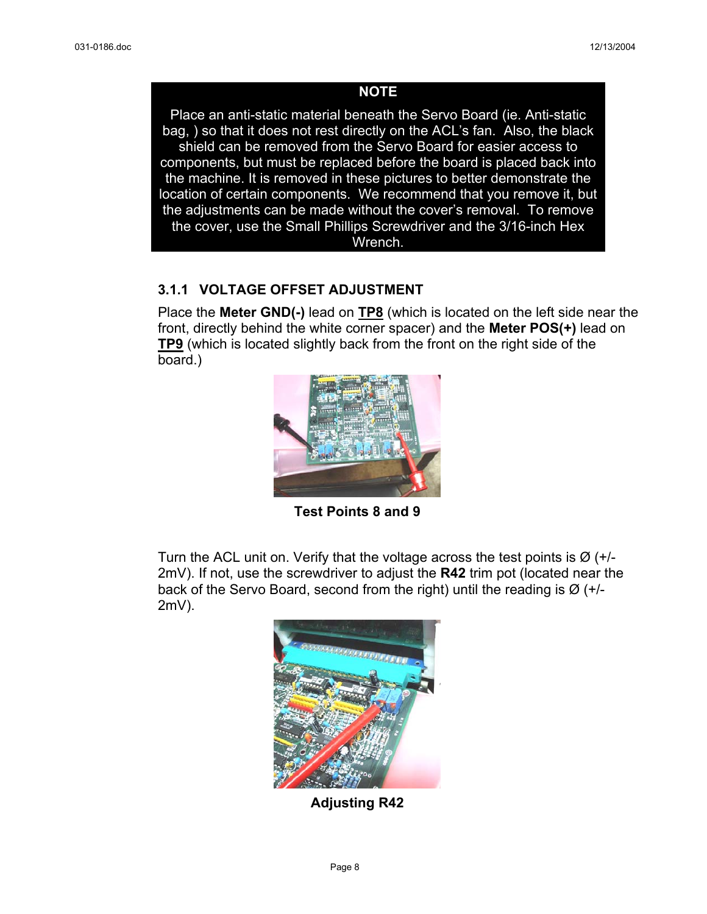**NOTE**

Place an anti-static material beneath the Servo Board (ie. Anti-static bag, ) so that it does not rest directly on the ACL's fan. Also, the black shield can be removed from the Servo Board for easier access to components, but must be replaced before the board is placed back into the machine. It is removed in these pictures to better demonstrate the location of certain components. We recommend that you remove it, but the adjustments can be made without the cover's removal. To remove the cover, use the Small Phillips Screwdriver and the 3/16-inch Hex Wrench.

### 3.1.1 VOLTAGE OFFSET ADJUSTMENT

Place the **Meter GND(-)** lead on **TP8** (which is located on the left side near the front, directly behind the white corner spacer) and the **Meter POS(+)** lead on **TP9** (which is located slightly back from the front on the right side of the board.)

**Test Points 8 and 9**

Turn the ACL unit on. Verify that the voltage across the test points is Ø (+/- 2mV). If not, use the screwdriver to adjust the **R42** trim pot (located near the back of the Servo Board, second from the right) until the reading is Ø (+/- 2mV).

**Adjusting R42**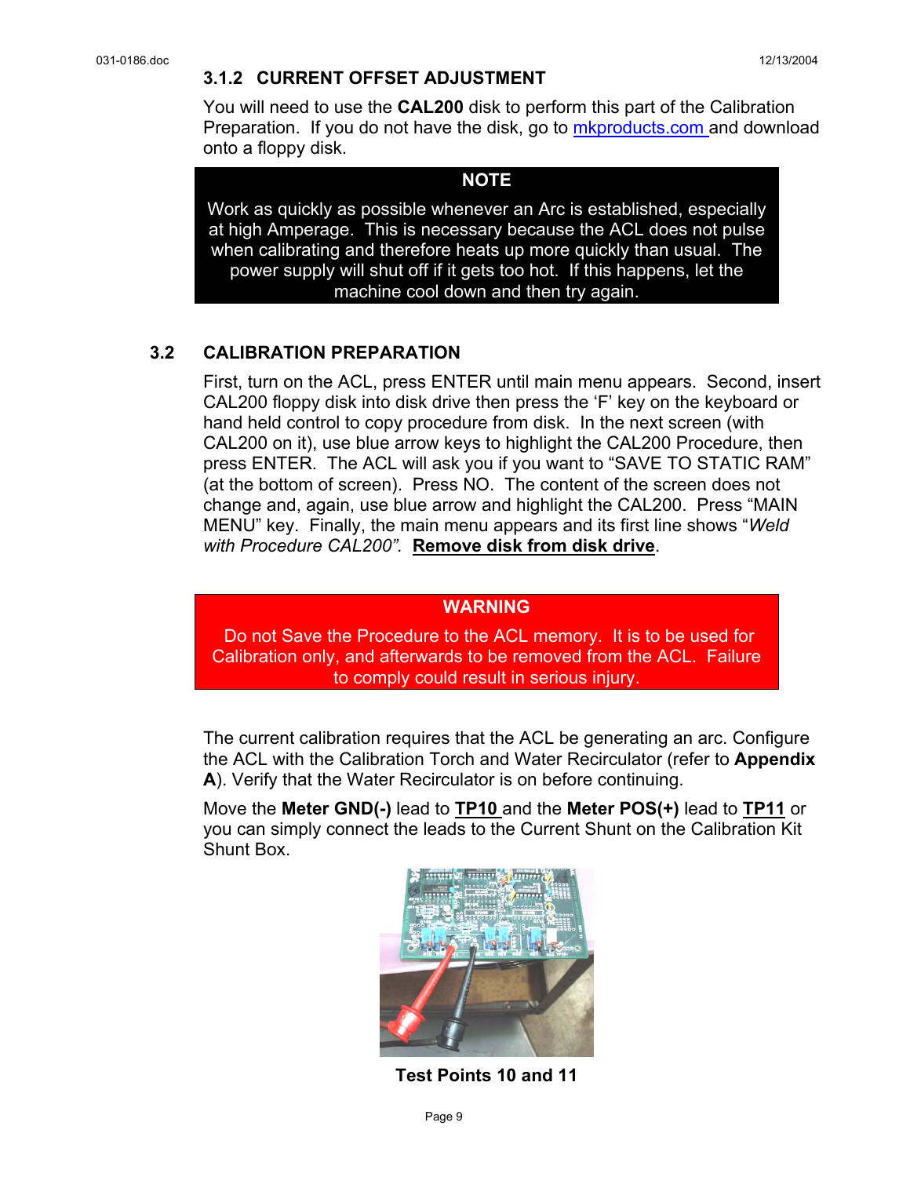### 3.1.2 CURRENT OFFSET ADJUSTMENT

You will need to use the **CAL200** disk to perform this part of the Calibration Preparation. If you do not have the disk, go to mkproducts.com and download onto a floppy disk.

**NOTE**

Work as quickly as possible whenever an Arc is established, especially at high Amperage. This is necessary because the ACL does not pulse when calibrating and therefore heats up more quickly than usual. The power supply will shut off if it gets too hot. If this happens, let the machine cool down and then try again.

## 3.2 CALIBRATION PREPARATION

First, turn on the ACL, press ENTER until main menu appears. Second, insert CAL200 floppy disk into disk drive then press the 'F' key on the keyboard or hand held control to copy procedure from disk. In the next screen (with CAL200 on it), use blue arrow keys to highlight the CAL200 Procedure, then press ENTER. The ACL will ask you if you want to "SAVE TO STATIC RAM" (at the bottom of screen). Press NO. The content of the screen does not change and, again, use blue arrow and highlight the CAL200. Press "MAIN MENU" key. Finally, the main menu appears and its first line shows "*Weld with Procedure CAL200".* **Remove disk from disk drive**.

**WARNING**

Do not Save the Procedure to the ACL memory. It is to be used for Calibration only, and afterwards to be removed from the ACL. Failure to comply could result in serious injury.

The current calibration requires that the ACL be generating an arc. Configure the ACL with the Calibration Torch and Water Recirculator (refer to **Appendix A**). Verify that the Water Recirculator is on before continuing.

Move the **Meter GND(-)** lead to **TP10** and the **Meter POS(+)** lead to **TP11** or you can simply connect the leads to the Current Shunt on the Calibration Kit Shunt Box.

**Test Points 10 and 11**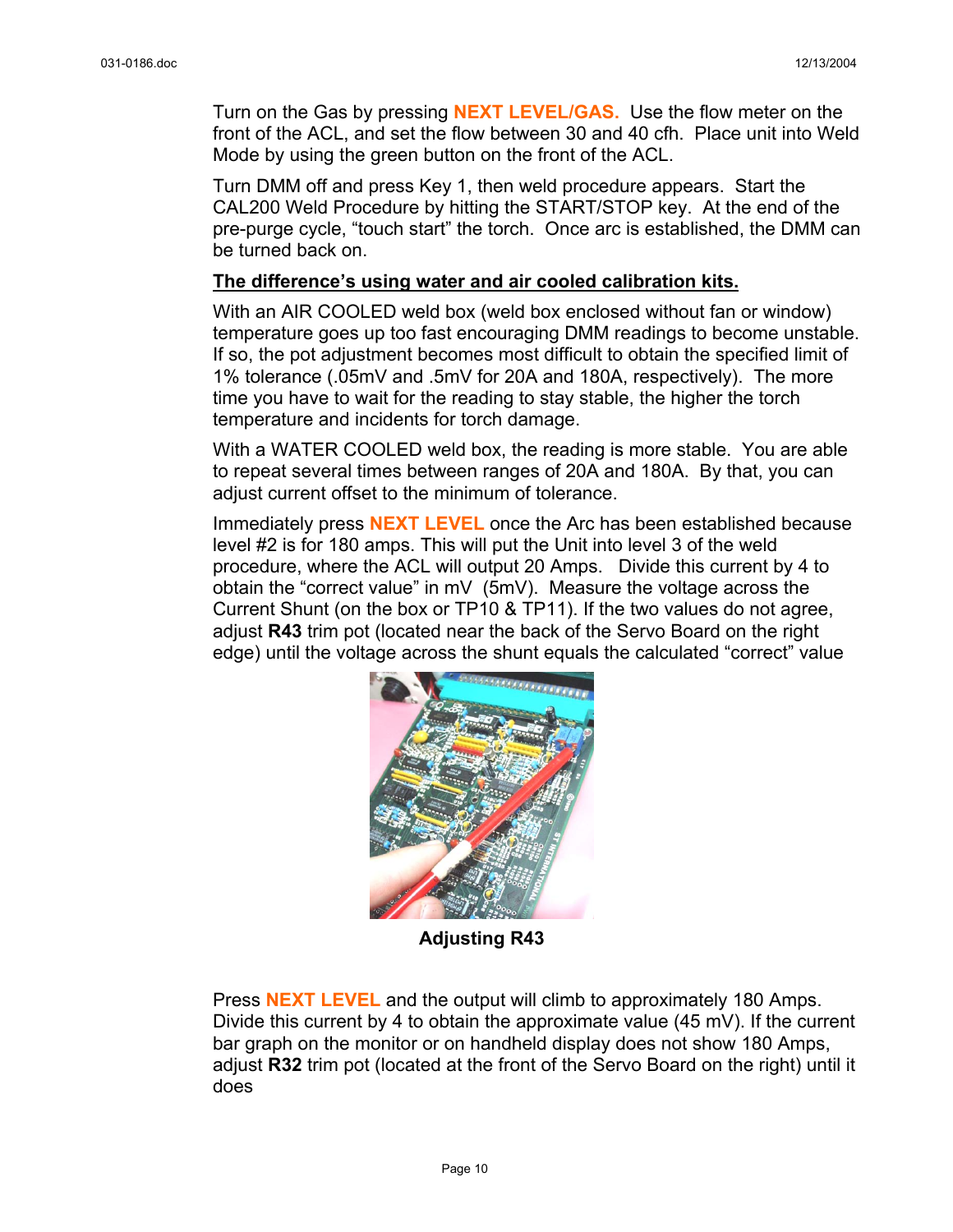Turn on the Gas by pressing **NEXT LEVEL/GAS.** Use the flow meter on the front of the ACL, and set the flow between 30 and 40 cfh. Place unit into Weld Mode by using the green button on the front of the ACL.

Turn DMM off and press Key 1, then weld procedure appears. Start the CAL200 Weld Procedure by hitting the START/STOP key. At the end of the pre-purge cycle, "touch start" the torch. Once arc is established, the DMM can be turned back on.

**The difference's using water and air cooled calibration kits.**

With an AIR COOLED weld box (weld box enclosed without fan or window) temperature goes up too fast encouraging DMM readings to become unstable. If so, the pot adjustment becomes most difficult to obtain the specified limit of 1% tolerance (.05mV and .5mV for 20A and 180A, respectively). The more time you have to wait for the reading to stay stable, the higher the torch temperature and incidents for torch damage.

With a WATER COOLED weld box, the reading is more stable. You are able to repeat several times between ranges of 20A and 180A. By that, you can adjust current offset to the minimum of tolerance.

Immediately press **NEXT LEVEL** once the Arc has been established because level #2 is for 180 amps. This will put the Unit into level 3 of the weld procedure, where the ACL will output 20 Amps. Divide this current by 4 to obtain the "correct value" in mV (5mV). Measure the voltage across the Current Shunt (on the box or TP10 & TP11). If the two values do not agree, adjust **R43** trim pot (located near the back of the Servo Board on the right edge) until the voltage across the shunt equals the calculated "correct" value

**Adjusting R43**

Press **NEXT LEVEL** and the output will climb to approximately 180 Amps. Divide this current by 4 to obtain the approximate value (45 mV). If the current bar graph on the monitor or on handheld display does not show 180 Amps, adjust **R32** trim pot (located at the front of the Servo Board on the right) until it does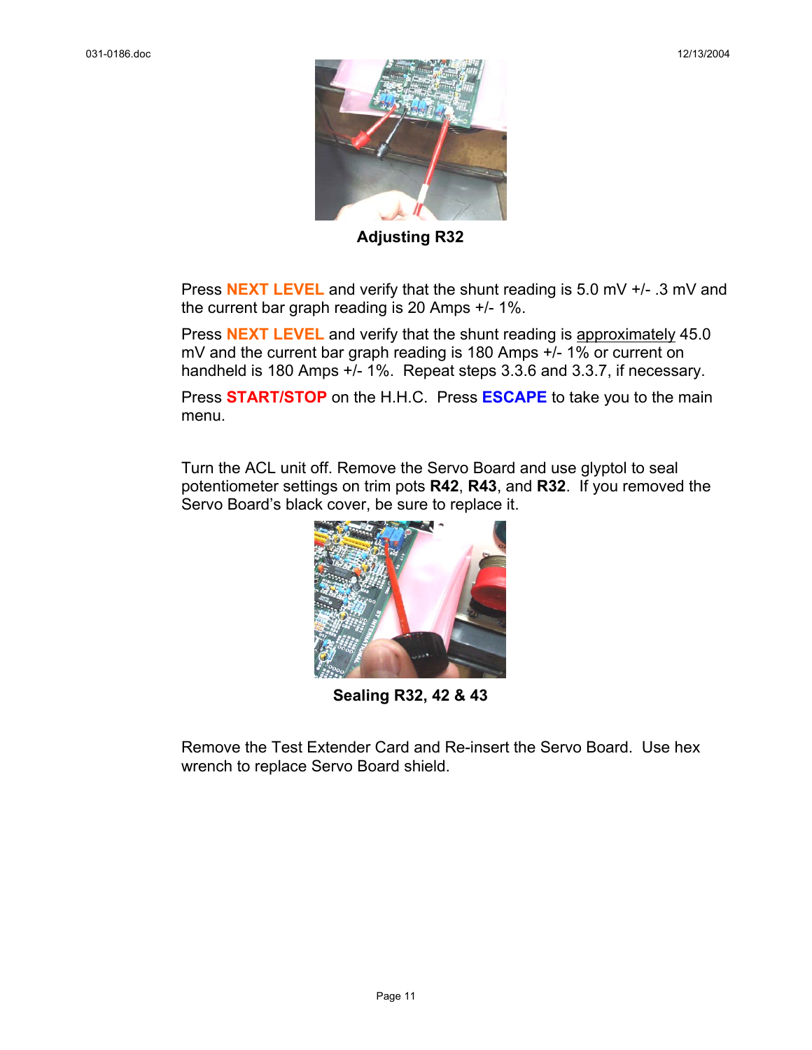**Adjusting R32**

Press **NEXT LEVEL** and verify that the shunt reading is 5.0 mV +/- .3 mV and the current bar graph reading is 20 Amps +/- 1%.

Press **NEXT LEVEL** and verify that the shunt reading is approximately 45.0 mV and the current bar graph reading is 180 Amps +/- 1% or current on handheld is 180 Amps +/- 1%. Repeat steps 3.3.6 and 3.3.7, if necessary.

Press **START/STOP** on the H.H.C. Press **ESCAPE** to take you to the main menu.

Turn the ACL unit off. Remove the Servo Board and use glyptol to seal potentiometer settings on trim pots **R42**, **R43**, and **R32**. If you removed the Servo Board's black cover, be sure to replace it.

**Sealing R32, 42 & 43**

Remove the Test Extender Card and Re-insert the Servo Board. Use hex wrench to replace Servo Board shield.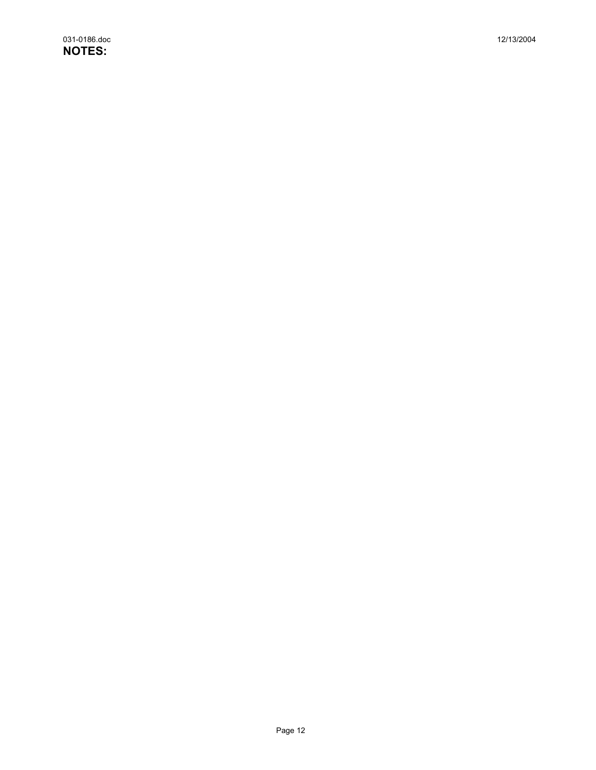**NOTES:**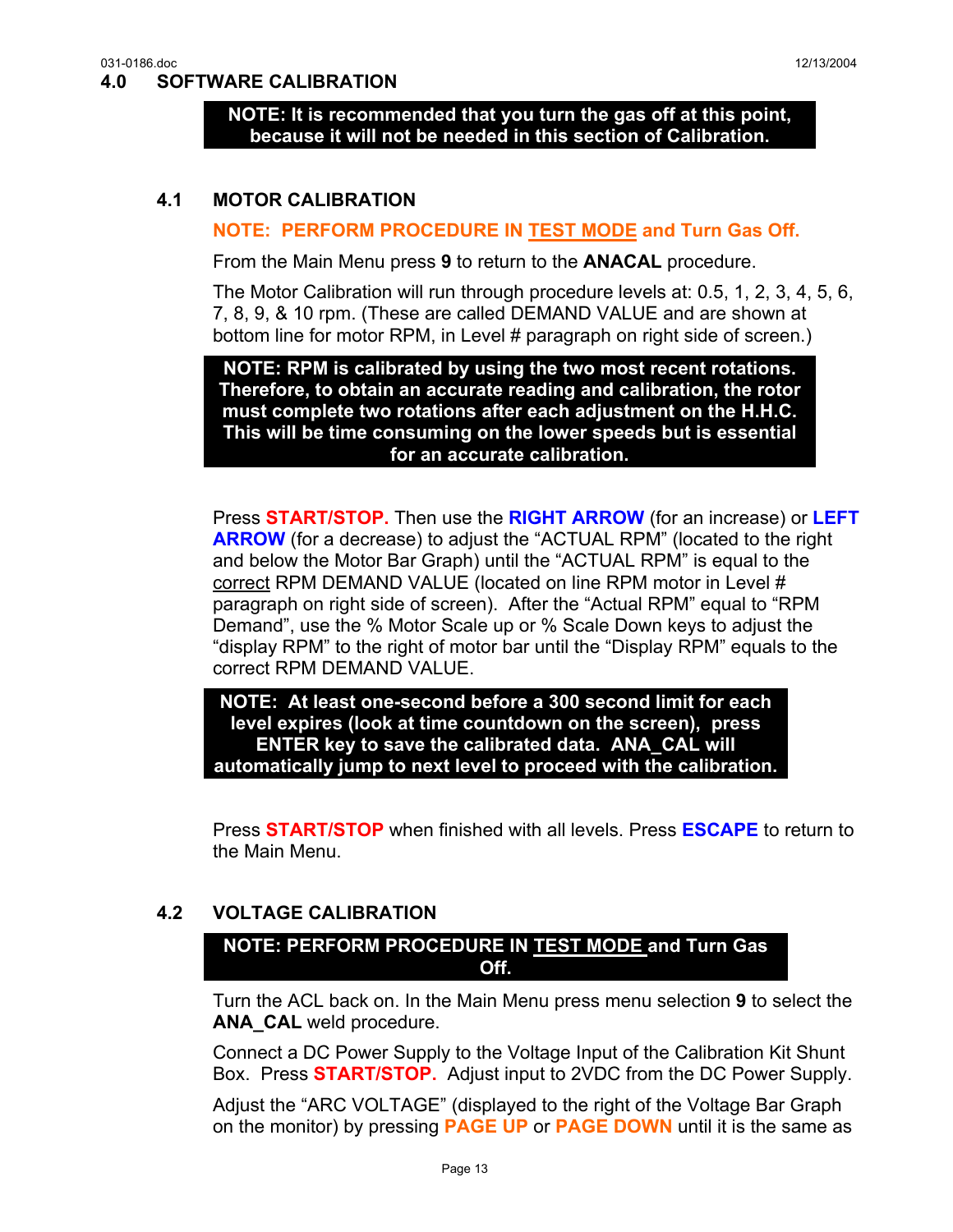## 4.0 SOFTWARE CALIBRATION

**NOTE: It is recommended that you turn the gas off at this point, because it will not be needed in this section of Calibration.**

### 4.1 MOTOR CALIBRATION

**NOTE: PERFORM PROCEDURE IN TEST MODE and Turn Gas Off.**

From the Main Menu press **9** to return to the **ANACAL** procedure.

The Motor Calibration will run through procedure levels at: 0.5, 1, 2, 3, 4, 5, 6, 7, 8, 9, & 10 rpm. (These are called DEMAND VALUE and are shown at bottom line for motor RPM, in Level # paragraph on right side of screen.)

**NOTE: RPM is calibrated by using the two most recent rotations. Therefore, to obtain an accurate reading and calibration, the rotor must complete two rotations after each adjustment on the H.H.C. This will be time consuming on the lower speeds but is essential for an accurate calibration.**

Press **START/STOP.** Then use the **RIGHT ARROW** (for an increase) or **LEFT ARROW** (for a decrease) to adjust the "ACTUAL RPM" (located to the right and below the Motor Bar Graph) until the "ACTUAL RPM" is equal to the correct RPM DEMAND VALUE (located on line RPM motor in Level # paragraph on right side of screen). After the "Actual RPM" equal to "RPM Demand", use the % Motor Scale up or % Scale Down keys to adjust the "display RPM" to the right of motor bar until the "Display RPM" equals to the correct RPM DEMAND VALUE.

**NOTE: At least one-second before a 300 second limit for each level expires (look at time countdown on the screen), press ENTER key to save the calibrated data. ANA_CAL will automatically jump to next level to proceed with the calibration.**

Press **START/STOP** when finished with all levels. Press **ESCAPE** to return to the Main Menu.

### 4.2 VOLTAGE CALIBRATION

**NOTE: PERFORM PROCEDURE IN TEST MODE and Turn Gas Off.**

Turn the ACL back on. In the Main Menu press menu selection **9** to select the **ANA_CAL** weld procedure.

Connect a DC Power Supply to the Voltage Input of the Calibration Kit Shunt Box. Press **START/STOP.** Adjust input to 2VDC from the DC Power Supply.

Adjust the "ARC VOLTAGE" (displayed to the right of the Voltage Bar Graph on the monitor) by pressing **PAGE UP** or **PAGE DOWN** until it is the same as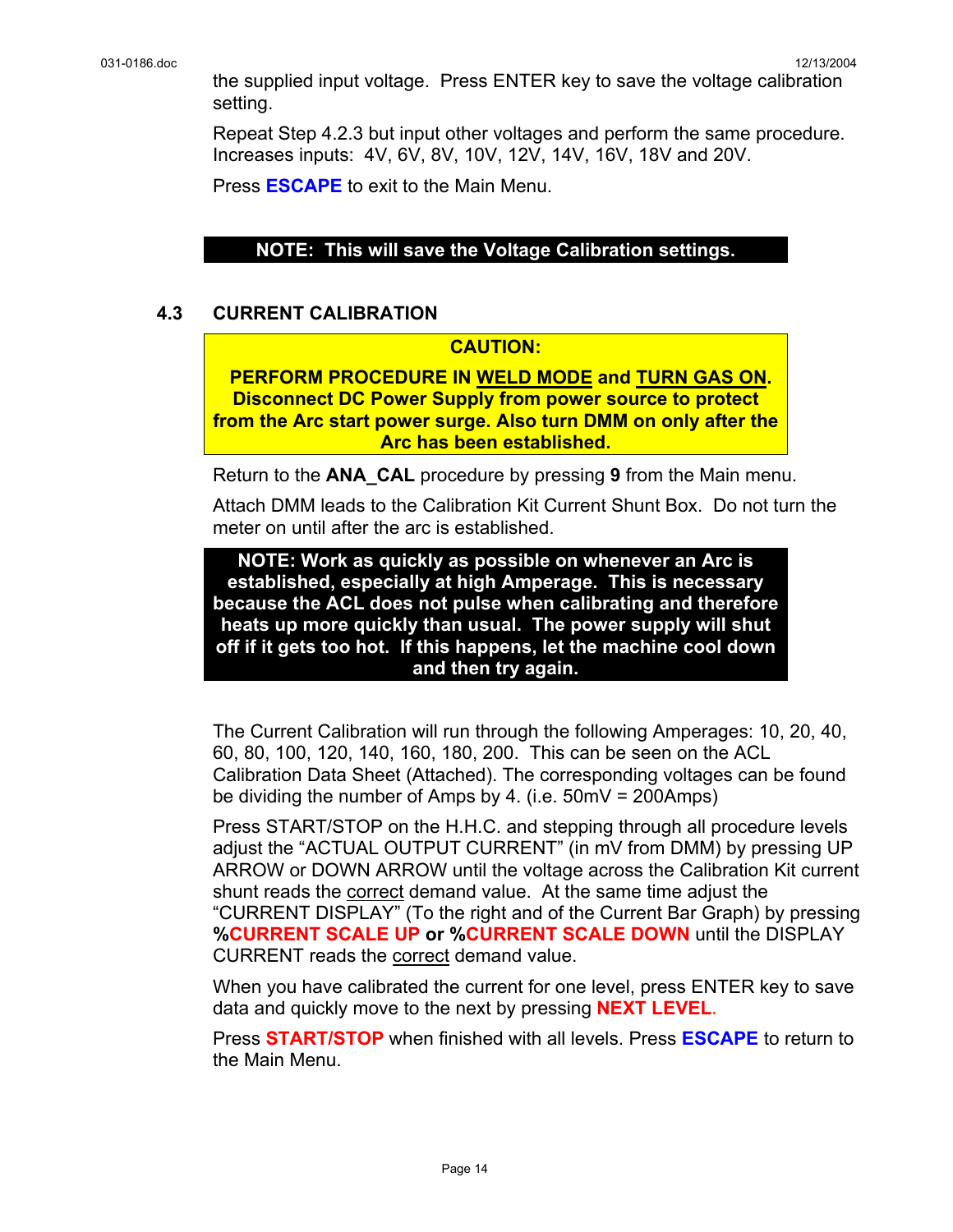the supplied input voltage. Press ENTER key to save the voltage calibration setting.

Repeat Step 4.2.3 but input other voltages and perform the same procedure. Increases inputs: 4V, 6V, 8V, 10V, 12V, 14V, 16V, 18V and 20V.

Press **ESCAPE** to exit to the Main Menu.

**NOTE: This will save the Voltage Calibration settings.**

## 4.3 CURRENT CALIBRATION

**CAUTION:**

**PERFORM PROCEDURE IN WELD MODE and TURN GAS ON. Disconnect DC Power Supply from power source to protect from the Arc start power surge. Also turn DMM on only after the Arc has been established.**

Return to the **ANA_CAL** procedure by pressing **9** from the Main menu.

Attach DMM leads to the Calibration Kit Current Shunt Box. Do not turn the meter on until after the arc is established.

**NOTE: Work as quickly as possible on whenever an Arc is established, especially at high Amperage. This is necessary because the ACL does not pulse when calibrating and therefore heats up more quickly than usual. The power supply will shut off if it gets too hot. If this happens, let the machine cool down and then try again.**

The Current Calibration will run through the following Amperages: 10, 20, 40, 60, 80, 100, 120, 140, 160, 180, 200. This can be seen on the ACL Calibration Data Sheet (Attached). The corresponding voltages can be found be dividing the number of Amps by 4. (i.e. 50mV = 200Amps)

Press START/STOP on the H.H.C. and stepping through all procedure levels adjust the "ACTUAL OUTPUT CURRENT" (in mV from DMM) by pressing UP ARROW or DOWN ARROW until the voltage across the Calibration Kit current shunt reads the correct demand value. At the same time adjust the "CURRENT DISPLAY" (To the right and of the Current Bar Graph) by pressing **%CURRENT SCALE UP or %CURRENT SCALE DOWN** until the DISPLAY CURRENT reads the correct demand value.

When you have calibrated the current for one level, press ENTER key to save data and quickly move to the next by pressing **NEXT LEVEL**.

Press **START/STOP** when finished with all levels. Press **ESCAPE** to return to the Main Menu.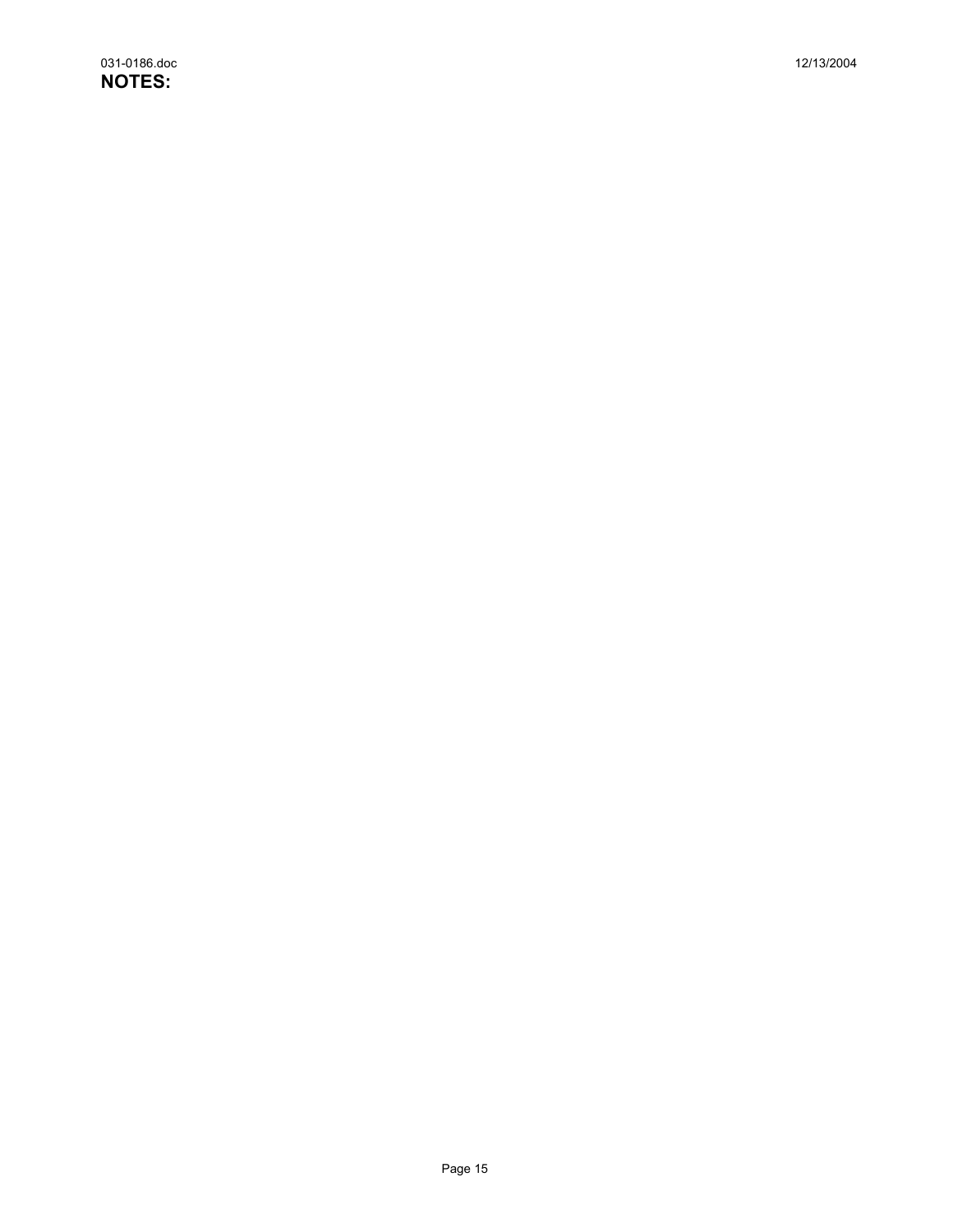**NOTES:**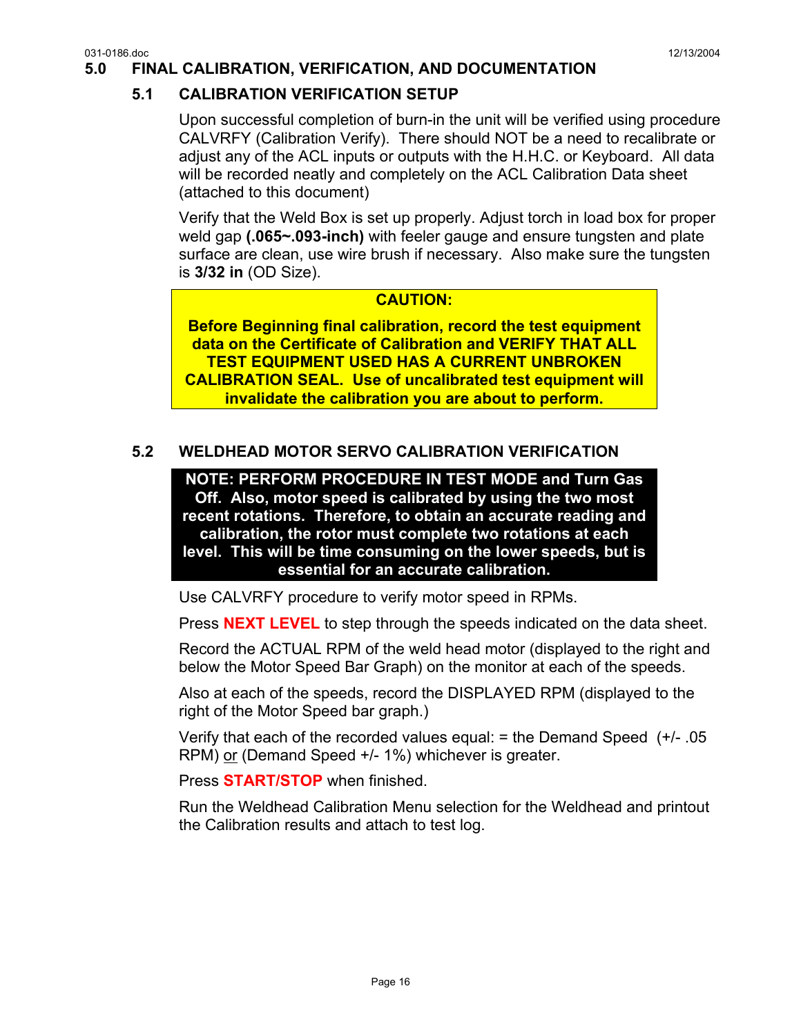## 5.0 FINAL CALIBRATION, VERIFICATION, AND DOCUMENTATION

### 5.1 CALIBRATION VERIFICATION SETUP

Upon successful completion of burn-in the unit will be verified using procedure CALVRFY (Calibration Verify). There should NOT be a need to recalibrate or adjust any of the ACL inputs or outputs with the H.H.C. or Keyboard. All data will be recorded neatly and completely on the ACL Calibration Data sheet (attached to this document)

Verify that the Weld Box is set up properly. Adjust torch in load box for proper weld gap **(.065~.093-inch)** with feeler gauge and ensure tungsten and plate surface are clean, use wire brush if necessary. Also make sure the tungsten is **3/32 in** (OD Size).

> **CAUTION:**
>
> **Before Beginning final calibration, record the test equipment data on the Certificate of Calibration and VERIFY THAT ALL TEST EQUIPMENT USED HAS A CURRENT UNBROKEN CALIBRATION SEAL. Use of uncalibrated test equipment will invalidate the calibration you are about to perform.**

### 5.2 WELDHEAD MOTOR SERVO CALIBRATION VERIFICATION

> **NOTE: PERFORM PROCEDURE IN TEST MODE and Turn Gas Off. Also, motor speed is calibrated by using the two most recent rotations. Therefore, to obtain an accurate reading and calibration, the rotor must complete two rotations at each level. This will be time consuming on the lower speeds, but is essential for an accurate calibration.**

Use CALVRFY procedure to verify motor speed in RPMs.

Press **NEXT LEVEL** to step through the speeds indicated on the data sheet.

Record the ACTUAL RPM of the weld head motor (displayed to the right and below the Motor Speed Bar Graph) on the monitor at each of the speeds.

Also at each of the speeds, record the DISPLAYED RPM (displayed to the right of the Motor Speed bar graph.)

Verify that each of the recorded values equal: = the Demand Speed (+/- .05 RPM) or (Demand Speed +/- 1%) whichever is greater.

Press **START/STOP** when finished.

Run the Weldhead Calibration Menu selection for the Weldhead and printout the Calibration results and attach to test log.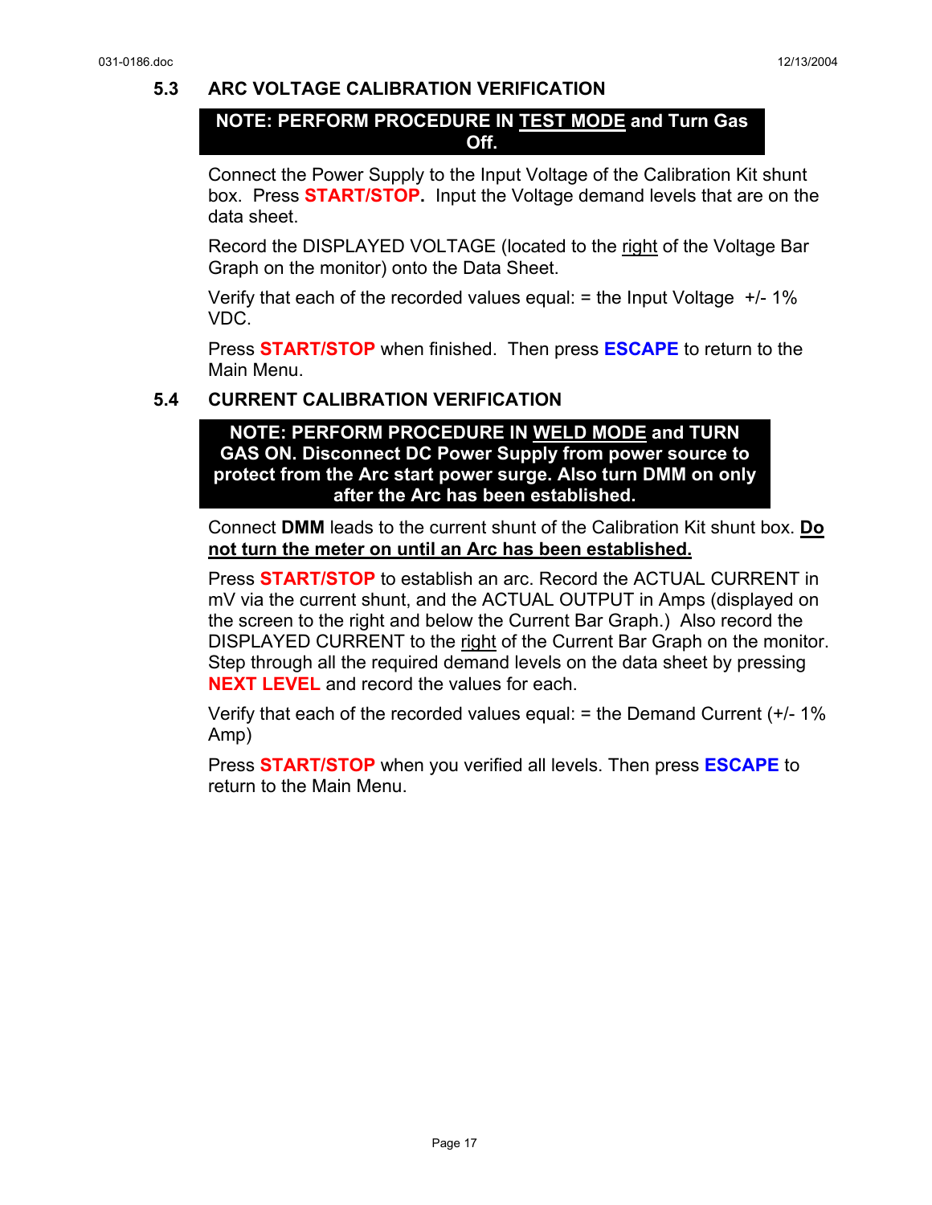## 5.3 ARC VOLTAGE CALIBRATION VERIFICATION

**NOTE: PERFORM PROCEDURE IN <u>TEST MODE</u> and Turn Gas Off.**

Connect the Power Supply to the Input Voltage of the Calibration Kit shunt box. Press **START/STOP**. Input the Voltage demand levels that are on the data sheet.

Record the DISPLAYED VOLTAGE (located to the <u>right</u> of the Voltage Bar Graph on the monitor) onto the Data Sheet.

Verify that each of the recorded values equal: = the Input Voltage +/- 1% VDC.

Press **START/STOP** when finished. Then press **ESCAPE** to return to the Main Menu.

## 5.4 CURRENT CALIBRATION VERIFICATION

**NOTE: PERFORM PROCEDURE IN <u>WELD MODE</u> and TURN GAS ON. Disconnect DC Power Supply from power source to protect from the Arc start power surge. Also turn DMM on only after the Arc has been established.**

Connect **DMM** leads to the current shunt of the Calibration Kit shunt box. **<u>Do not turn the meter on until an Arc has been established.</u>**

Press **START/STOP** to establish an arc. Record the ACTUAL CURRENT in mV via the current shunt, and the ACTUAL OUTPUT in Amps (displayed on the screen to the right and below the Current Bar Graph.) Also record the DISPLAYED CURRENT to the <u>right</u> of the Current Bar Graph on the monitor. Step through all the required demand levels on the data sheet by pressing **NEXT LEVEL** and record the values for each.

Verify that each of the recorded values equal: = the Demand Current (+/- 1% Amp)

Press **START/STOP** when you verified all levels. Then press **ESCAPE** to return to the Main Menu.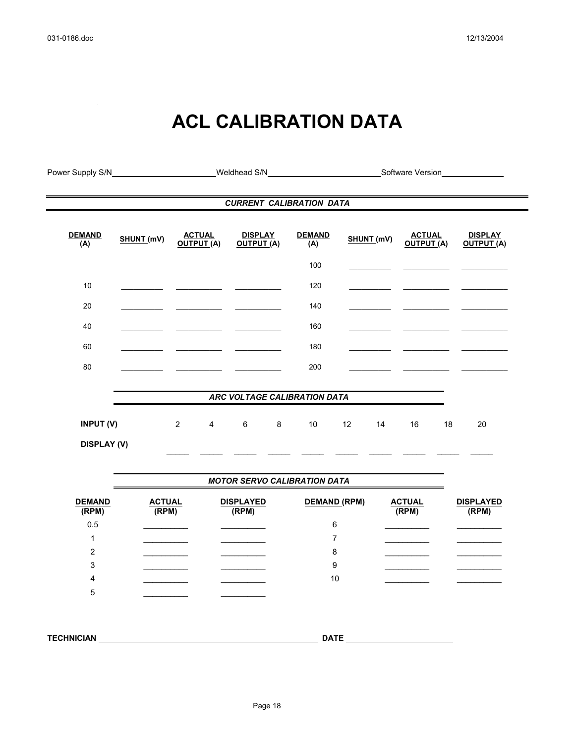# ACL CALIBRATION DATA

Power Supply S/N______________________ Weldhead S/N_________________________ Software Version______________

### *CURRENT CALIBRATION DATA*

| DEMAND (A) | SHUNT (mV) | ACTUAL OUTPUT (A) | DISPLAY OUTPUT (A) | DEMAND (A) | SHUNT (mV) | ACTUAL OUTPUT (A) | DISPLAY OUTPUT (A) |
|---|---|---|---|---|---|---|---|
| | | | | 100 | ________ | __________ | __________ |
| 10 | ________ | __________ | __________ | 120 | ________ | __________ | __________ |
| 20 | ________ | __________ | __________ | 140 | ________ | __________ | __________ |
| 40 | ________ | __________ | __________ | 160 | ________ | __________ | __________ |
| 60 | ________ | __________ | __________ | 180 | ________ | __________ | __________ |
| 80 | ________ | __________ | __________ | 200 | ________ | __________ | __________ |

### *ARC VOLTAGE CALIBRATION DATA*

| INPUT (V) | 2 | 4 | 6 | 8 | 10 | 12 | 14 | 16 | 18 | 20 |
|---|---|---|---|---|---|---|---|---|---|---|
| DISPLAY (V) | _____ | _____ | _____ | _____ | _____ | _____ | _____ | _____ | _____ | _____ |

### *MOTOR SERVO CALIBRATION DATA*

| DEMAND (RPM) | ACTUAL (RPM) | DISPLAYED (RPM) | DEMAND (RPM) | ACTUAL (RPM) | DISPLAYED (RPM) |
|---|---|---|---|---|---|
| 0.5 | __________ | __________ | 6 | __________ | __________ |
| 1 | __________ | __________ | 7 | __________ | __________ |
| 2 | __________ | __________ | 8 | __________ | __________ |
| 3 | __________ | __________ | 9 | __________ | __________ |
| 4 | __________ | __________ | 10 | __________ | __________ |
| 5 | __________ | __________ | | | |

**TECHNICIAN** ______________________________________________ **DATE** ______________________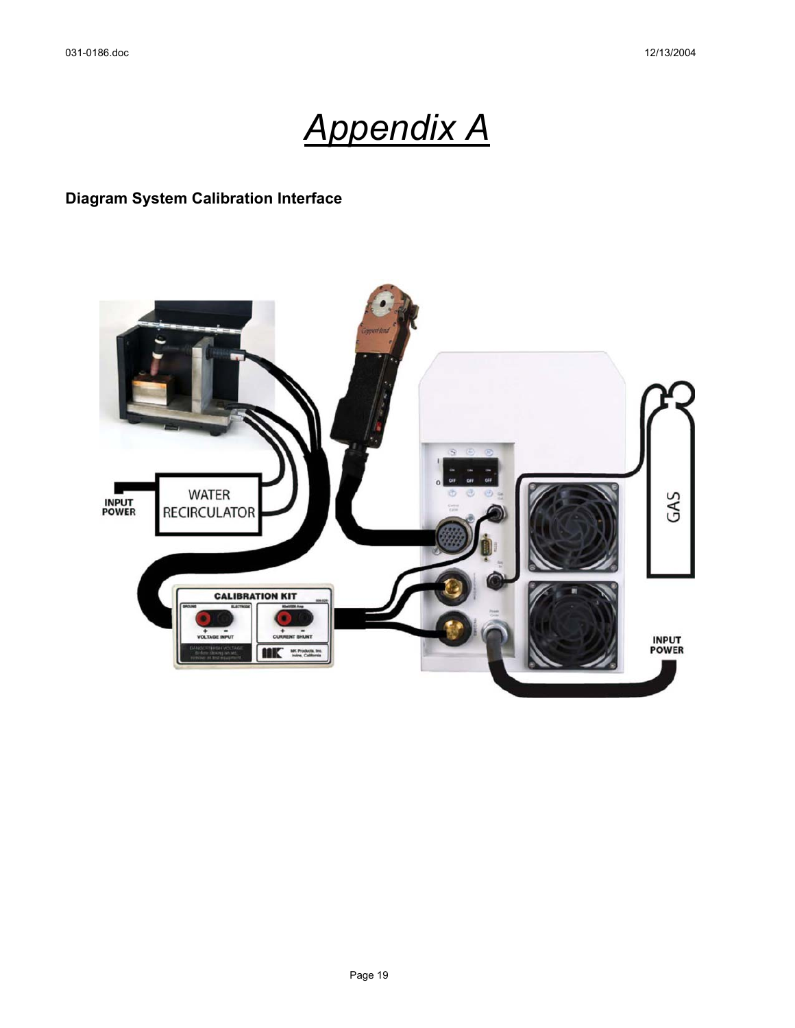# Appendix A

**Diagram System Calibration Interface**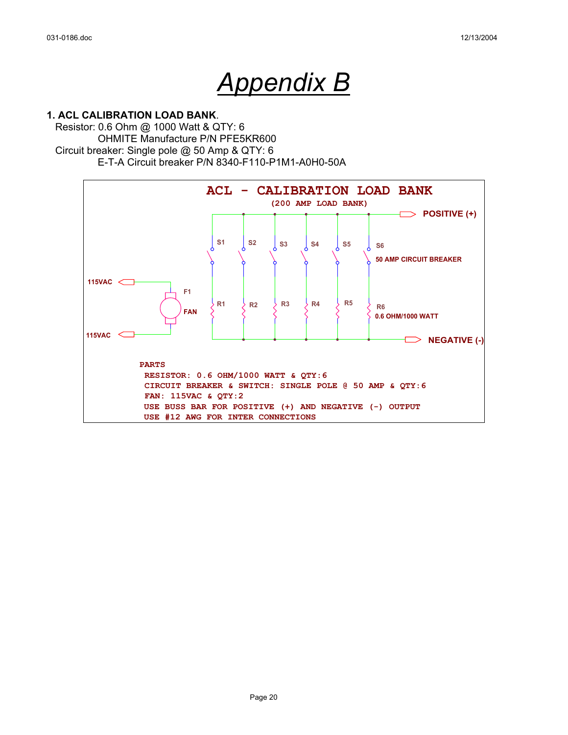# *Appendix B*

**1. ACL CALIBRATION LOAD BANK**.

Resistor: 0.6 Ohm @ 1000 Watt & QTY: 6
OHMITE Manufacture P/N PFE5KR600

Circuit breaker: Single pole @ 50 Amp & QTY: 6
E-T-A Circuit breaker P/N 8340-F110-P1M1-A0H0-50A

**ACL - CALIBRATION LOAD BANK**
**(200 AMP LOAD BANK)**

POSITIVE (+)

S1 S2 S3 S4 S5 S6

50 AMP CIRCUIT BREAKER

115VAC

F1

FAN

R1 R2 R3 R4 R5 R6

0.6 OHM/1000 WATT

115VAC

NEGATIVE (-)

PARTS

- RESISTOR: 0.6 OHM/1000 WATT & QTY:6
- CIRCUIT BREAKER & SWITCH: SINGLE POLE @ 50 AMP & QTY:6
- FAN: 115VAC & QTY:2
- USE BUSS BAR FOR POSITIVE (+) AND NEGATIVE (-) OUTPUT
- USE #12 AWG FOR INTER CONNECTIONS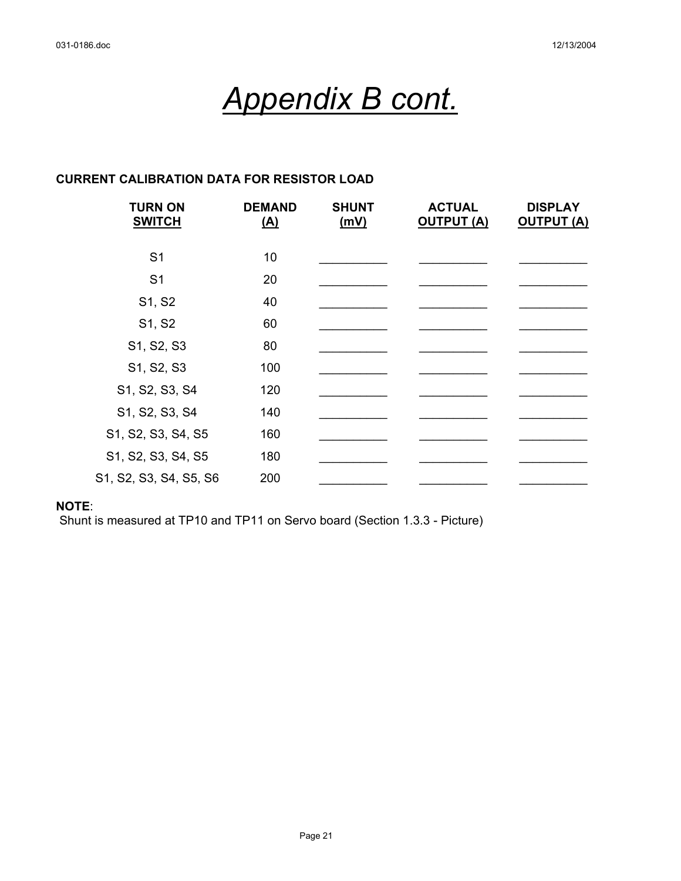# *Appendix B cont.*

**CURRENT CALIBRATION DATA FOR RESISTOR LOAD**

| TURN ON SWITCH | DEMAND (A) | SHUNT (mV) | ACTUAL OUTPUT (A) | DISPLAY OUTPUT (A) |
|---|---|---|---|---|
| S1 | 10 | __________ | __________ | __________ |
| S1 | 20 | __________ | __________ | __________ |
| S1, S2 | 40 | __________ | __________ | __________ |
| S1, S2 | 60 | __________ | __________ | __________ |
| S1, S2, S3 | 80 | __________ | __________ | __________ |
| S1, S2, S3 | 100 | __________ | __________ | __________ |
| S1, S2, S3, S4 | 120 | __________ | __________ | __________ |
| S1, S2, S3, S4 | 140 | __________ | __________ | __________ |
| S1, S2, S3, S4, S5 | 160 | __________ | __________ | __________ |
| S1, S2, S3, S4, S5 | 180 | __________ | __________ | __________ |
| S1, S2, S3, S4, S5, S6 | 200 | __________ | __________ | __________ |

**NOTE**:
Shunt is measured at TP10 and TP11 on Servo board (Section 1.3.3 - Picture)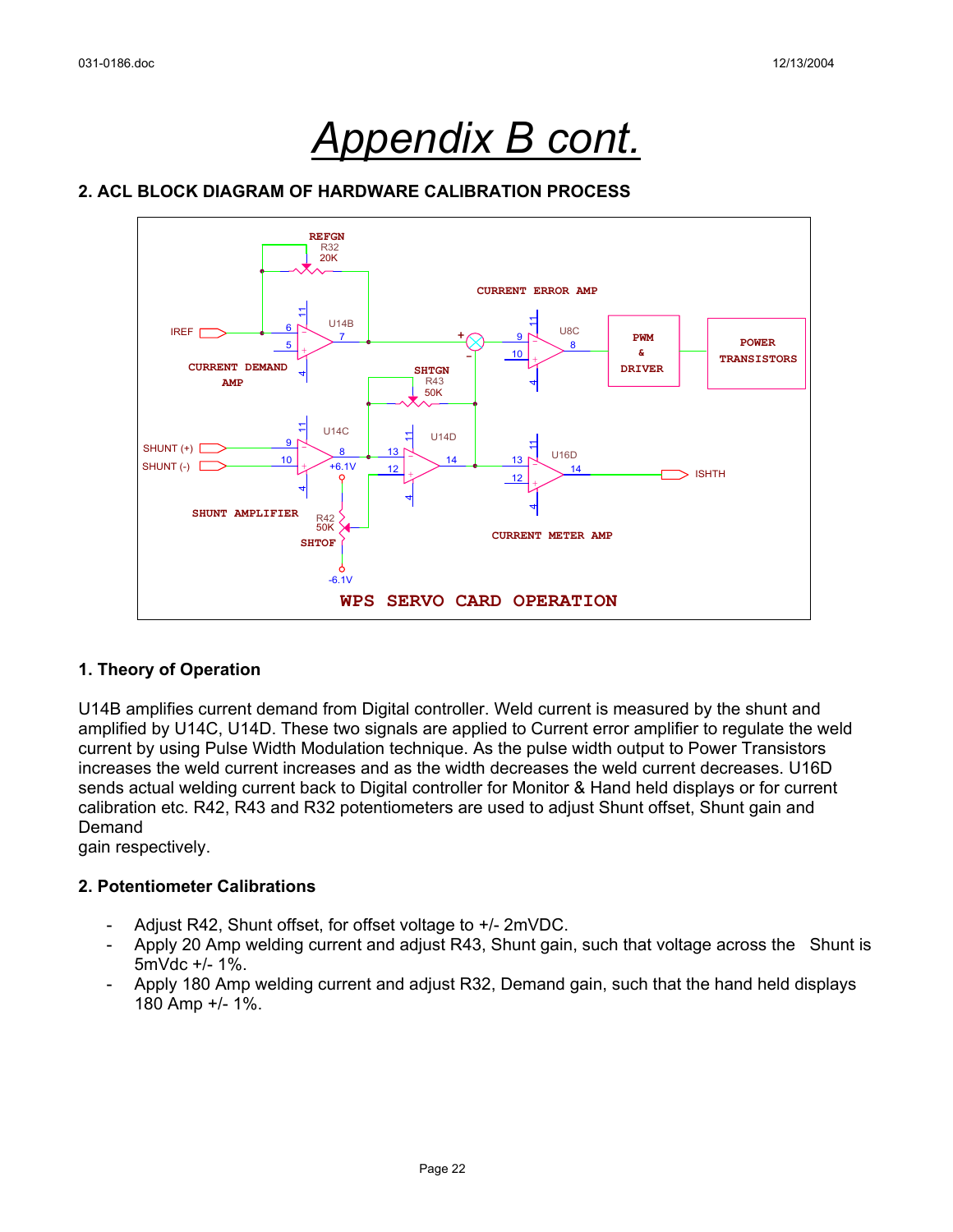# Appendix B cont.

## 2. ACL BLOCK DIAGRAM OF HARDWARE CALIBRATION PROCESS

### 1. Theory of Operation

U14B amplifies current demand from Digital controller. Weld current is measured by the shunt and amplified by U14C, U14D. These two signals are applied to Current error amplifier to regulate the weld current by using Pulse Width Modulation technique. As the pulse width output to Power Transistors increases the weld current increases and as the width decreases the weld current decreases. U16D sends actual welding current back to Digital controller for Monitor & Hand held displays or for current calibration etc. R42, R43 and R32 potentiometers are used to adjust Shunt offset, Shunt gain and Demand
gain respectively.

### 2. Potentiometer Calibrations

- Adjust R42, Shunt offset, for offset voltage to +/- 2mVDC.
- Apply 20 Amp welding current and adjust R43, Shunt gain, such that voltage across the Shunt is 5mVdc +/- 1%.
- Apply 180 Amp welding current and adjust R32, Demand gain, such that the hand held displays 180 Amp +/- 1%.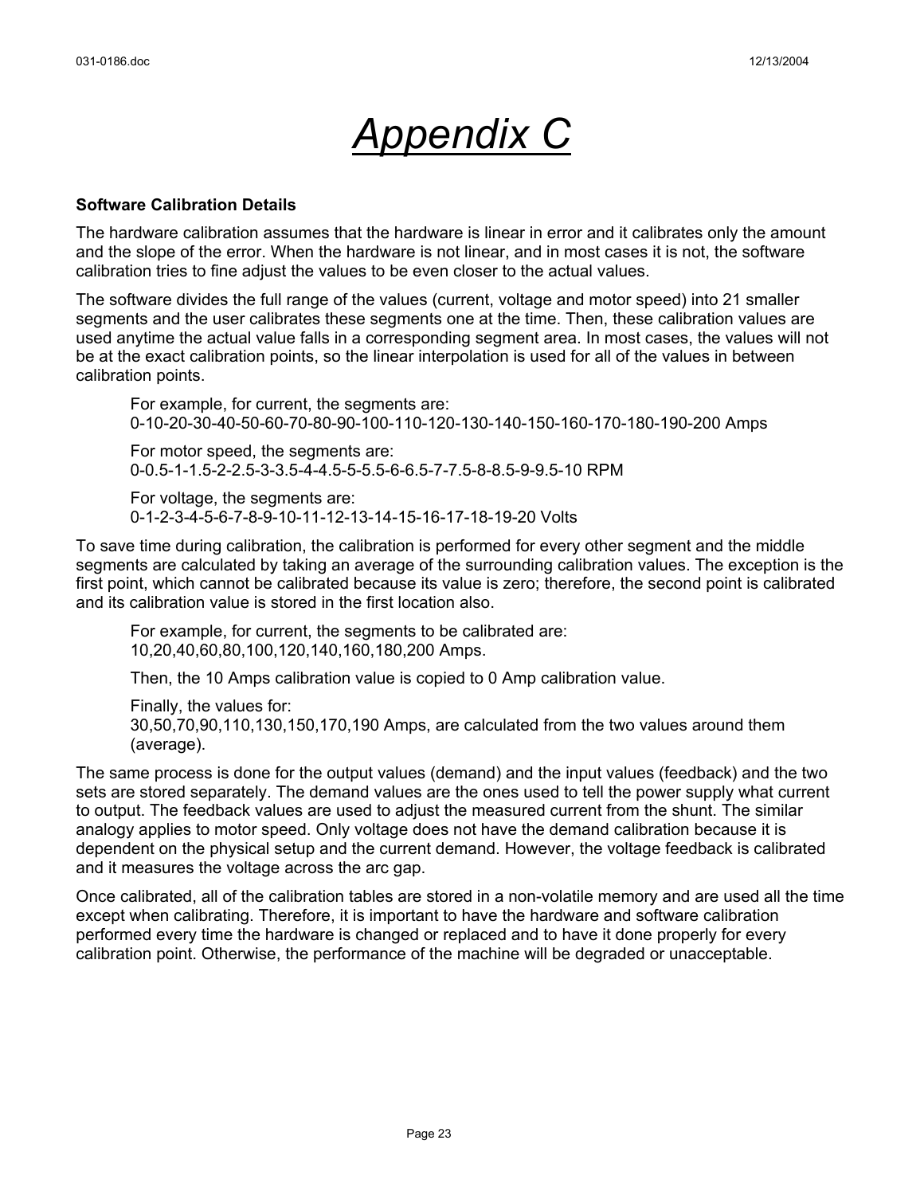# *Appendix C*

**Software Calibration Details**

The hardware calibration assumes that the hardware is linear in error and it calibrates only the amount and the slope of the error. When the hardware is not linear, and in most cases it is not, the software calibration tries to fine adjust the values to be even closer to the actual values.

The software divides the full range of the values (current, voltage and motor speed) into 21 smaller segments and the user calibrates these segments one at the time. Then, these calibration values are used anytime the actual value falls in a corresponding segment area. In most cases, the values will not be at the exact calibration points, so the linear interpolation is used for all of the values in between calibration points.

> For example, for current, the segments are:
> 0-10-20-30-40-50-60-70-80-90-100-110-120-130-140-150-160-170-180-190-200 Amps
>
> For motor speed, the segments are:
> 0-0.5-1-1.5-2-2.5-3-3.5-4-4.5-5-5.5-6-6.5-7-7.5-8-8.5-9-9.5-10 RPM
>
> For voltage, the segments are:
> 0-1-2-3-4-5-6-7-8-9-10-11-12-13-14-15-16-17-18-19-20 Volts

To save time during calibration, the calibration is performed for every other segment and the middle segments are calculated by taking an average of the surrounding calibration values. The exception is the first point, which cannot be calibrated because its value is zero; therefore, the second point is calibrated and its calibration value is stored in the first location also.

> For example, for current, the segments to be calibrated are:
> 10,20,40,60,80,100,120,140,160,180,200 Amps.
>
> Then, the 10 Amps calibration value is copied to 0 Amp calibration value.
>
> Finally, the values for:
> 30,50,70,90,110,130,150,170,190 Amps, are calculated from the two values around them (average).

The same process is done for the output values (demand) and the input values (feedback) and the two sets are stored separately. The demand values are the ones used to tell the power supply what current to output. The feedback values are used to adjust the measured current from the shunt. The similar analogy applies to motor speed. Only voltage does not have the demand calibration because it is dependent on the physical setup and the current demand. However, the voltage feedback is calibrated and it measures the voltage across the arc gap.

Once calibrated, all of the calibration tables are stored in a non-volatile memory and are used all the time except when calibrating. Therefore, it is important to have the hardware and software calibration performed every time the hardware is changed or replaced and to have it done properly for every calibration point. Otherwise, the performance of the machine will be degraded or unacceptable.